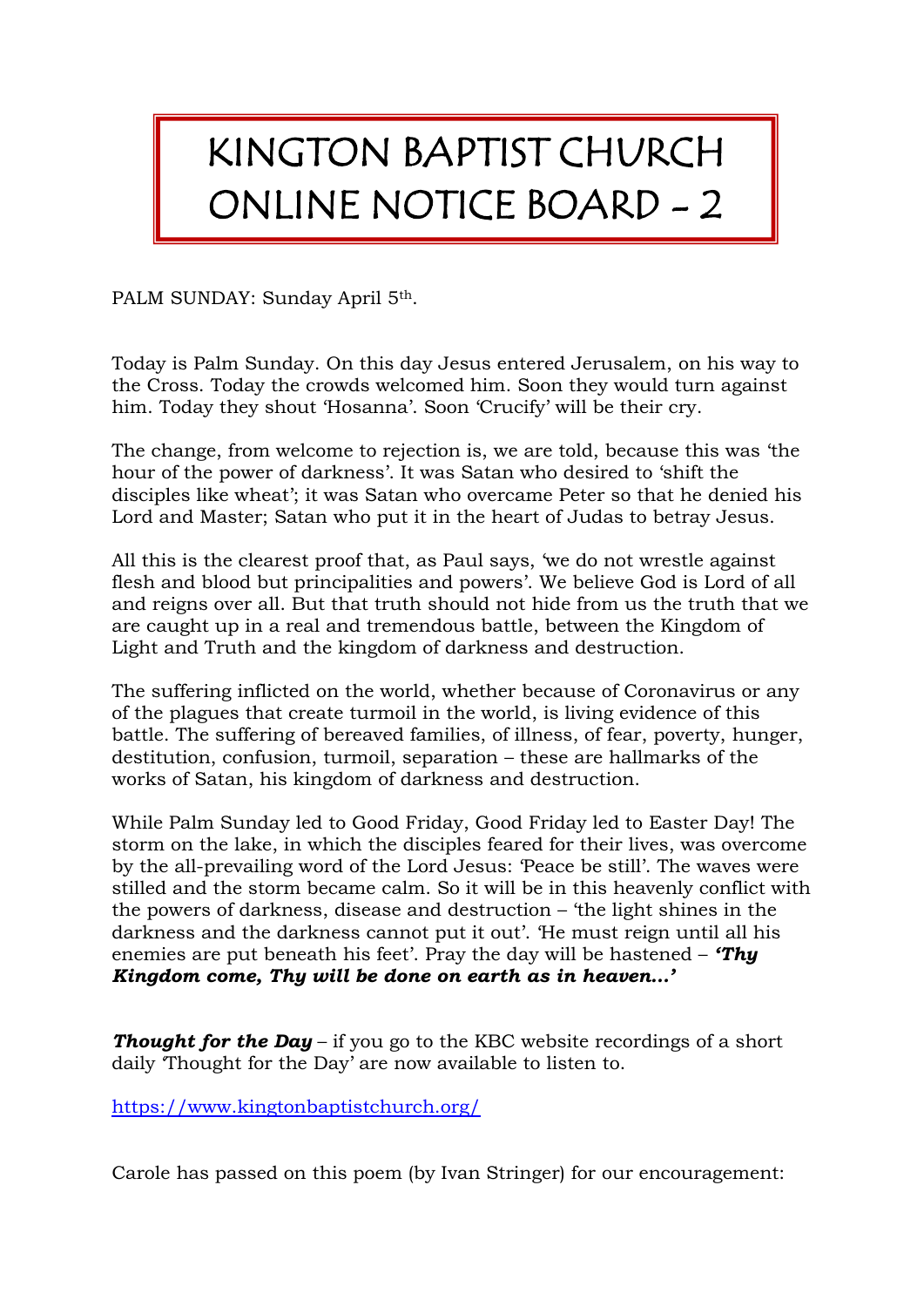# KINGTON BAPTIST CHURCH ONLINE NOTICE BOARD - 2

PALM SUNDAY: Sunday April 5th.

Today is Palm Sunday. On this day Jesus entered Jerusalem, on his way to the Cross. Today the crowds welcomed him. Soon they would turn against him. Today they shout 'Hosanna'. Soon 'Crucify' will be their cry.

The change, from welcome to rejection is, we are told, because this was 'the hour of the power of darkness'. It was Satan who desired to 'shift the disciples like wheat'; it was Satan who overcame Peter so that he denied his Lord and Master; Satan who put it in the heart of Judas to betray Jesus.

All this is the clearest proof that, as Paul says, 'we do not wrestle against flesh and blood but principalities and powers'. We believe God is Lord of all and reigns over all. But that truth should not hide from us the truth that we are caught up in a real and tremendous battle, between the Kingdom of Light and Truth and the kingdom of darkness and destruction.

The suffering inflicted on the world, whether because of Coronavirus or any of the plagues that create turmoil in the world, is living evidence of this battle. The suffering of bereaved families, of illness, of fear, poverty, hunger, destitution, confusion, turmoil, separation – these are hallmarks of the works of Satan, his kingdom of darkness and destruction.

While Palm Sunday led to Good Friday, Good Friday led to Easter Day! The storm on the lake, in which the disciples feared for their lives, was overcome by the all-prevailing word of the Lord Jesus: 'Peace be still'. The waves were stilled and the storm became calm. So it will be in this heavenly conflict with the powers of darkness, disease and destruction – 'the light shines in the darkness and the darkness cannot put it out'. 'He must reign until all his enemies are put beneath his feet'. Pray the day will be hastened – ***'Thy Kingdom come, Thy will be done on earth as in heaven…'***

***Thought for the Day*** – if you go to the KBC website recordings of a short daily 'Thought for the Day' are now available to listen to.

https://www.kingtonbaptistchurch.org/

Carole has passed on this poem (by Ivan Stringer) for our encouragement: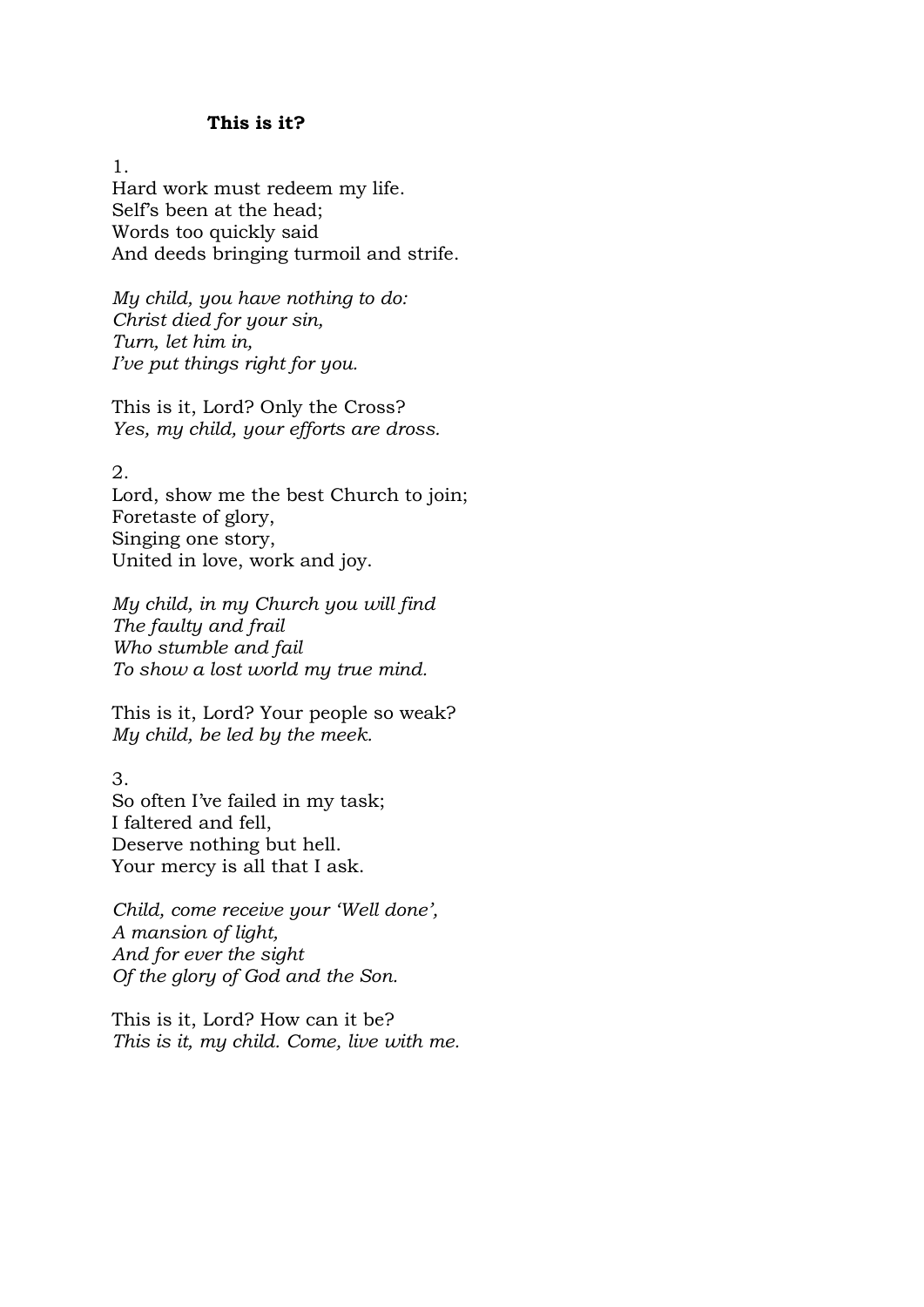## **This is it?**

1.
Hard work must redeem my life.
Self's been at the head;
Words too quickly said
And deeds bringing turmoil and strife.

*My child, you have nothing to do:*
*Christ died for your sin,*
*Turn, let him in,*
*I've put things right for you.*

This is it, Lord? Only the Cross?
*Yes, my child, your efforts are dross.*

2.
Lord, show me the best Church to join;
Foretaste of glory,
Singing one story,
United in love, work and joy.

*My child, in my Church you will find*
*The faulty and frail*
*Who stumble and fail*
*To show a lost world my true mind.*

This is it, Lord? Your people so weak?
*My child, be led by the meek.*

3.
So often I've failed in my task;
I faltered and fell,
Deserve nothing but hell.
Your mercy is all that I ask.

*Child, come receive your 'Well done',*
*A mansion of light,*
*And for ever the sight*
*Of the glory of God and the Son.*

This is it, Lord? How can it be?
*This is it, my child. Come, live with me.*